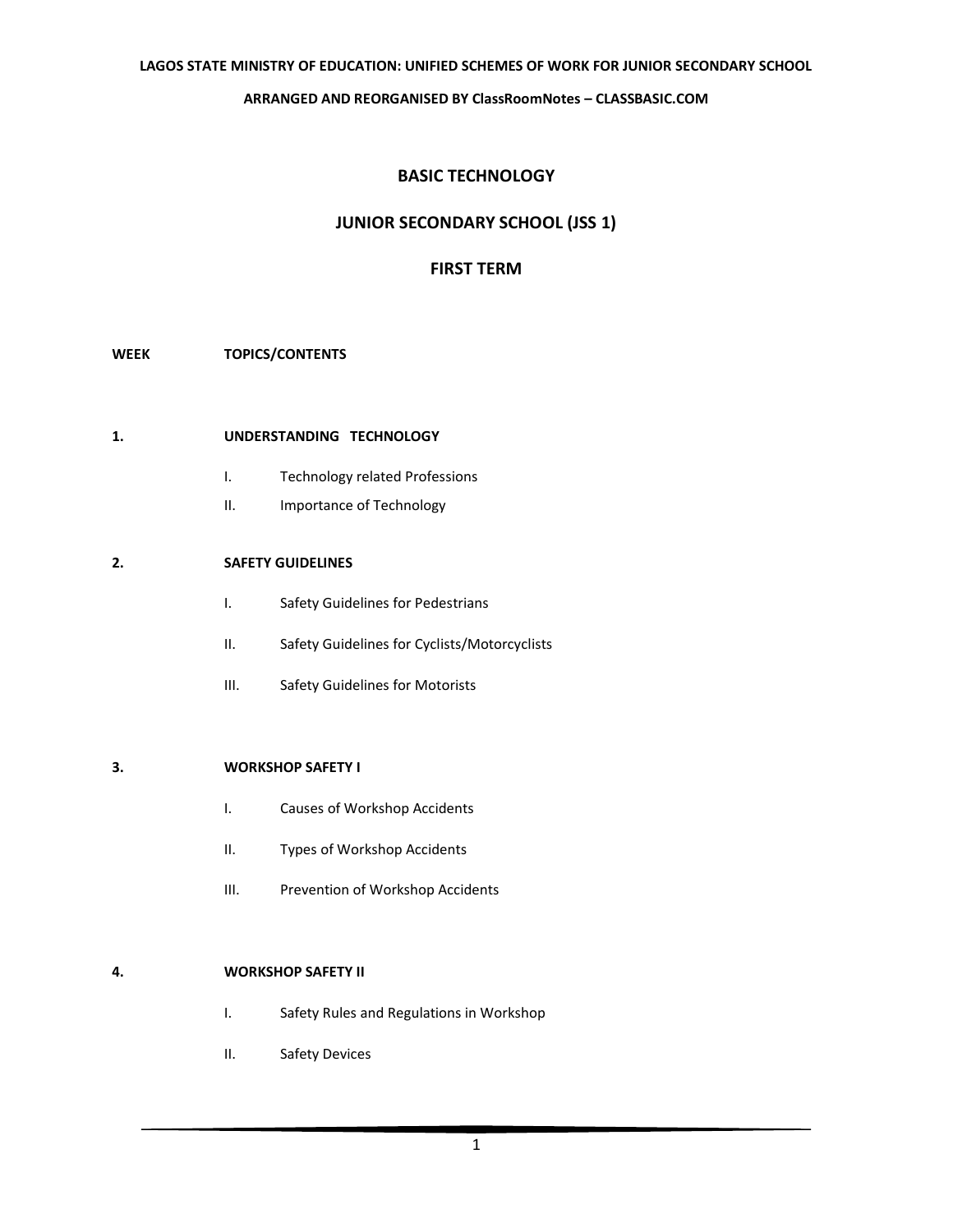LAGOS STATE MINISTRY OF EDUCATION: UNIFIED SCHEMES OF WORK FOR JUNIOR SECONDARY SCHOOL

ARRANGED AND REORGANISED BY ClassRoomNotes – CLASSBASIC.COM

# BASIC TECHNOLOGY

## JUNIOR SECONDARY SCHOOL (JSS 1)

## FIRST TERM

**WEEK** **TOPICS/CONTENTS**

**1. UNDERSTANDING TECHNOLOGY**

- I. Technology related Professions
- II. Importance of Technology

**2. SAFETY GUIDELINES**

- I. Safety Guidelines for Pedestrians
- II. Safety Guidelines for Cyclists/Motorcyclists
- III. Safety Guidelines for Motorists

**3. WORKSHOP SAFETY I**

- I. Causes of Workshop Accidents
- II. Types of Workshop Accidents
- III. Prevention of Workshop Accidents

**4. WORKSHOP SAFETY II**

- I. Safety Rules and Regulations in Workshop
- II. Safety Devices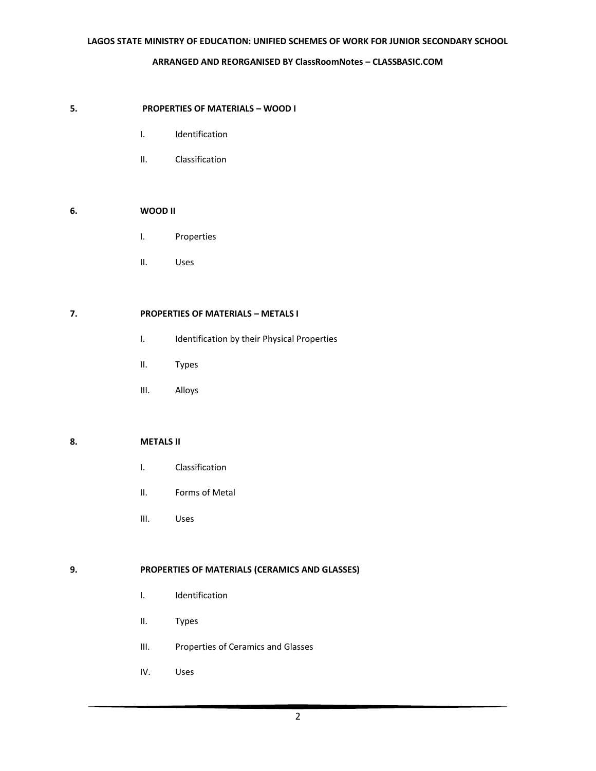**5. PROPERTIES OF MATERIALS – WOOD I**

- I. Identification
- II. Classification

**6. WOOD II**

- I. Properties
- II. Uses

**7. PROPERTIES OF MATERIALS – METALS I**

- I. Identification by their Physical Properties
- II. Types
- III. Alloys

**8. METALS II**

- I. Classification
- II. Forms of Metal
- III. Uses

**9. PROPERTIES OF MATERIALS (CERAMICS AND GLASSES)**

- I. Identification
- II. Types
- III. Properties of Ceramics and Glasses
- IV. Uses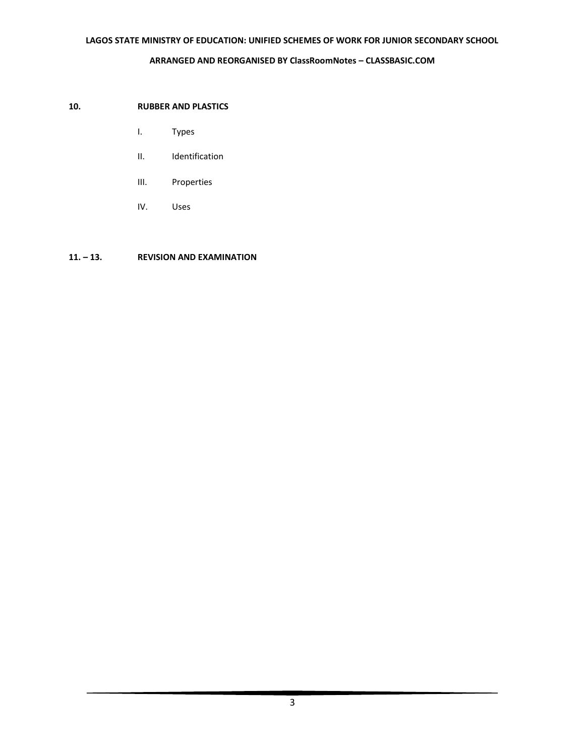**10. RUBBER AND PLASTICS**

I. Types

II. Identification

III. Properties

IV. Uses

**11. – 13. REVISION AND EXAMINATION**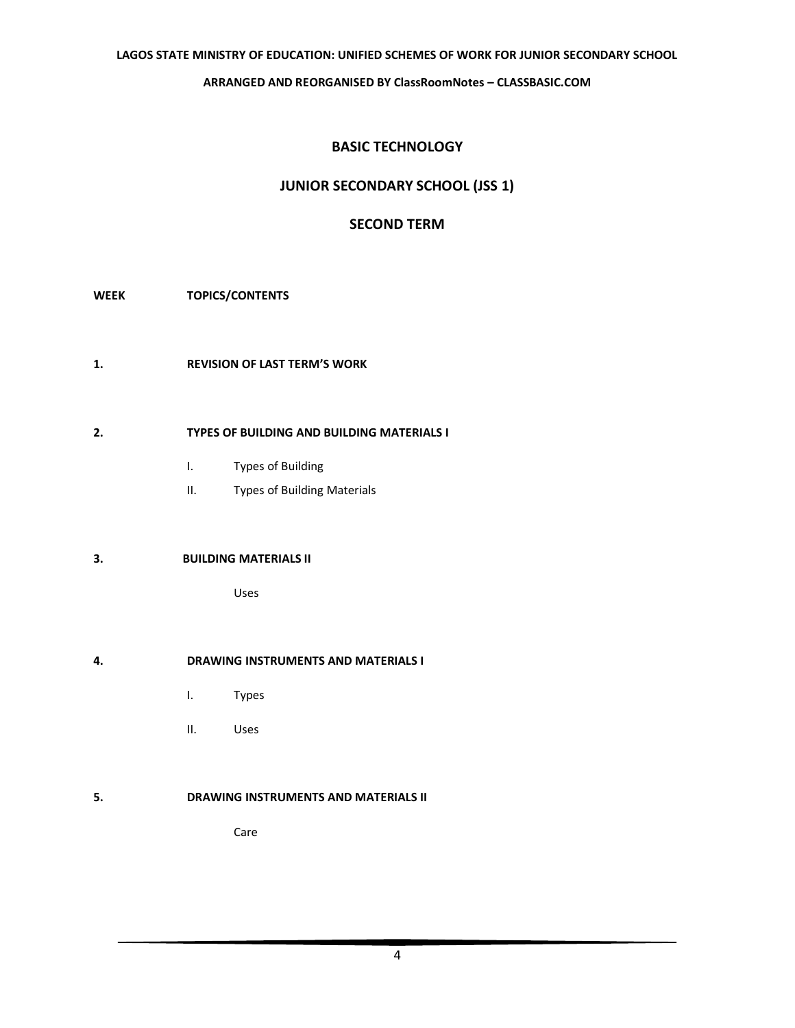## BASIC TECHNOLOGY

## JUNIOR SECONDARY SCHOOL (JSS 1)

## SECOND TERM

**WEEK** **TOPICS/CONTENTS**

**1.** **REVISION OF LAST TERM'S WORK**

**2.** **TYPES OF BUILDING AND BUILDING MATERIALS I**

I. Types of Building

II. Types of Building Materials

**3.** **BUILDING MATERIALS II**

Uses

**4.** **DRAWING INSTRUMENTS AND MATERIALS I**

I. Types

II. Uses

**5.** **DRAWING INSTRUMENTS AND MATERIALS II**

Care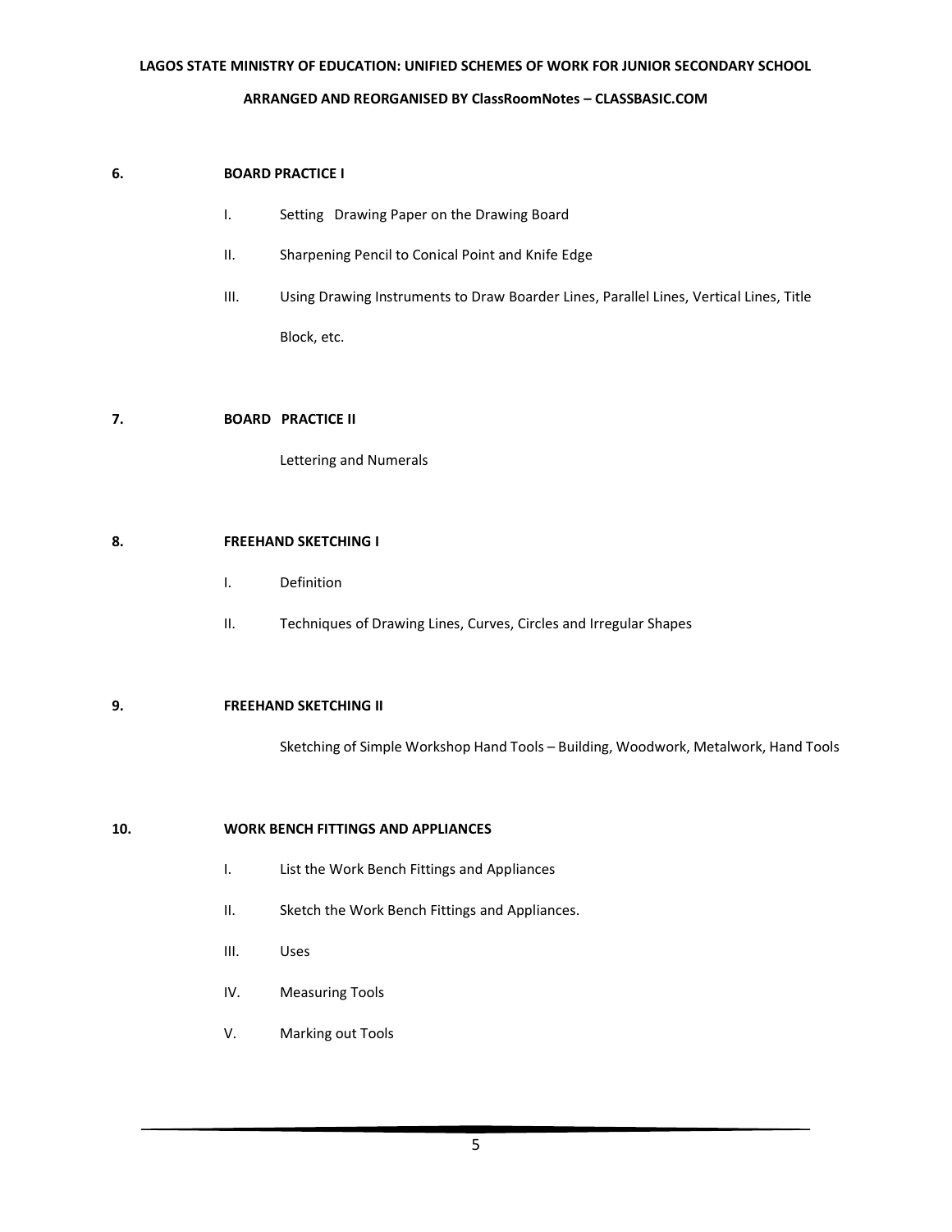**6. BOARD PRACTICE I**

I. Setting Drawing Paper on the Drawing Board

II. Sharpening Pencil to Conical Point and Knife Edge

III. Using Drawing Instruments to Draw Boarder Lines, Parallel Lines, Vertical Lines, Title Block, etc.

**7. BOARD PRACTICE II**

Lettering and Numerals

**8. FREEHAND SKETCHING I**

I. Definition

II. Techniques of Drawing Lines, Curves, Circles and Irregular Shapes

**9. FREEHAND SKETCHING II**

Sketching of Simple Workshop Hand Tools – Building, Woodwork, Metalwork, Hand Tools

**10. WORK BENCH FITTINGS AND APPLIANCES**

I. List the Work Bench Fittings and Appliances

II. Sketch the Work Bench Fittings and Appliances.

III. Uses

IV. Measuring Tools

V. Marking out Tools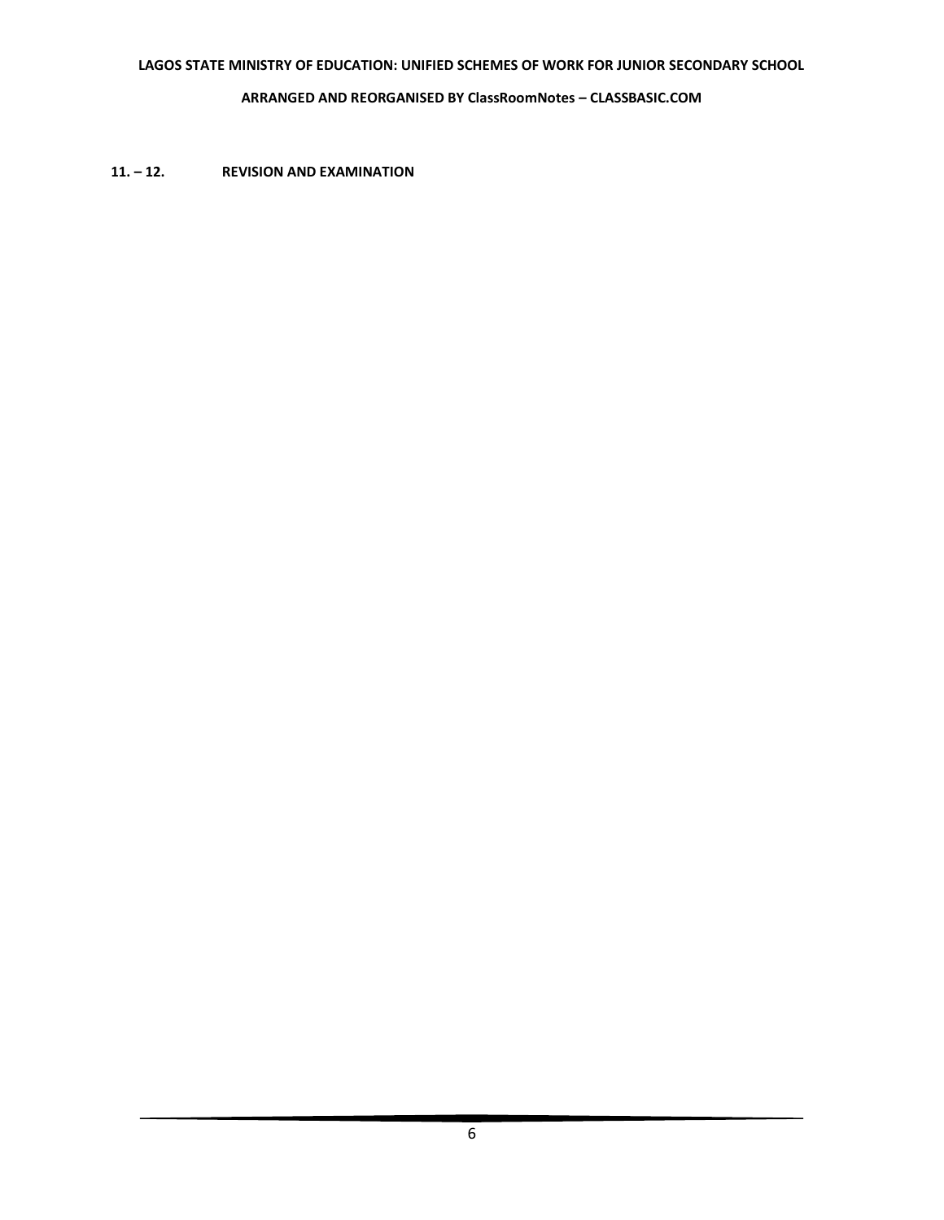**11. – 12.	REVISION AND EXAMINATION**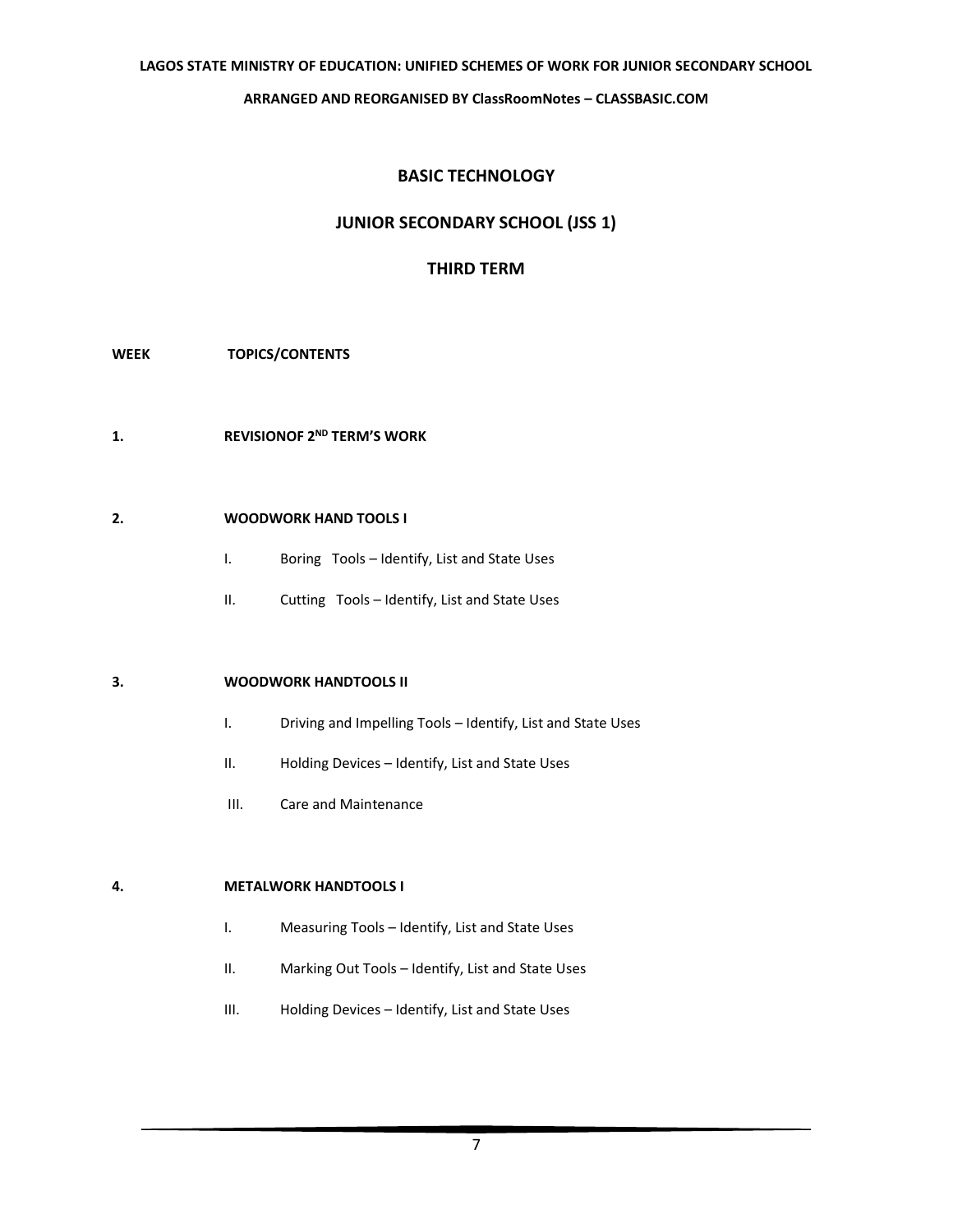# BASIC TECHNOLOGY

## JUNIOR SECONDARY SCHOOL (JSS 1)

## THIRD TERM

**WEEK** **TOPICS/CONTENTS**

**1.** **REVISIONOF 2ND TERM'S WORK**

**2.** **WOODWORK HAND TOOLS I**

- I. Boring Tools – Identify, List and State Uses
- II. Cutting Tools – Identify, List and State Uses

**3.** **WOODWORK HANDTOOLS II**

- I. Driving and Impelling Tools – Identify, List and State Uses
- II. Holding Devices – Identify, List and State Uses
- III. Care and Maintenance

**4.** **METALWORK HANDTOOLS I**

- I. Measuring Tools – Identify, List and State Uses
- II. Marking Out Tools – Identify, List and State Uses
- III. Holding Devices – Identify, List and State Uses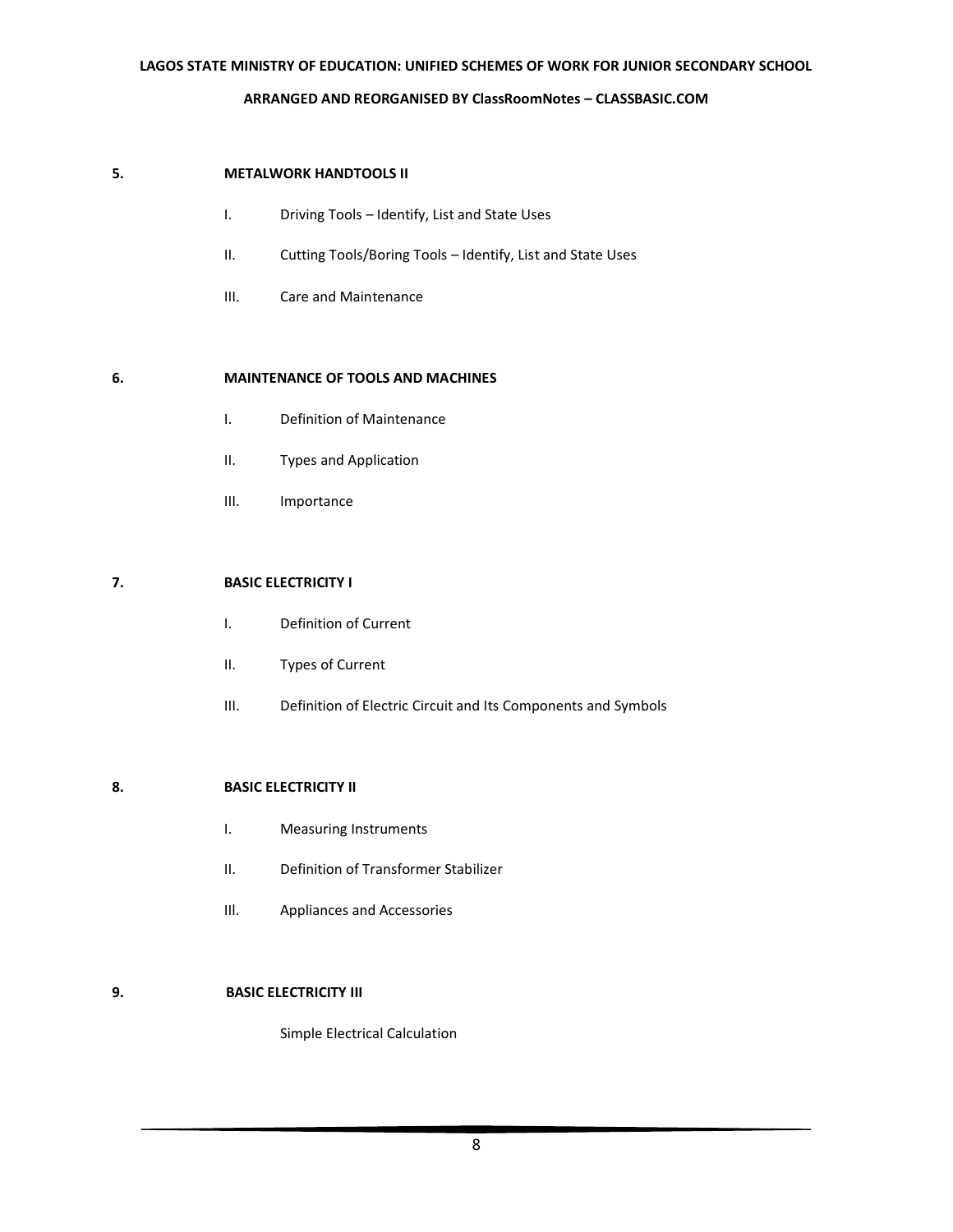**5. METALWORK HANDTOOLS II**

I. Driving Tools – Identify, List and State Uses

II. Cutting Tools/Boring Tools – Identify, List and State Uses

III. Care and Maintenance

**6. MAINTENANCE OF TOOLS AND MACHINES**

I. Definition of Maintenance

II. Types and Application

III. Importance

**7. BASIC ELECTRICITY I**

I. Definition of Current

II. Types of Current

III. Definition of Electric Circuit and Its Components and Symbols

**8. BASIC ELECTRICITY II**

I. Measuring Instruments

II. Definition of Transformer Stabilizer

Ill. Appliances and Accessories

**9. BASIC ELECTRICITY III**

Simple Electrical Calculation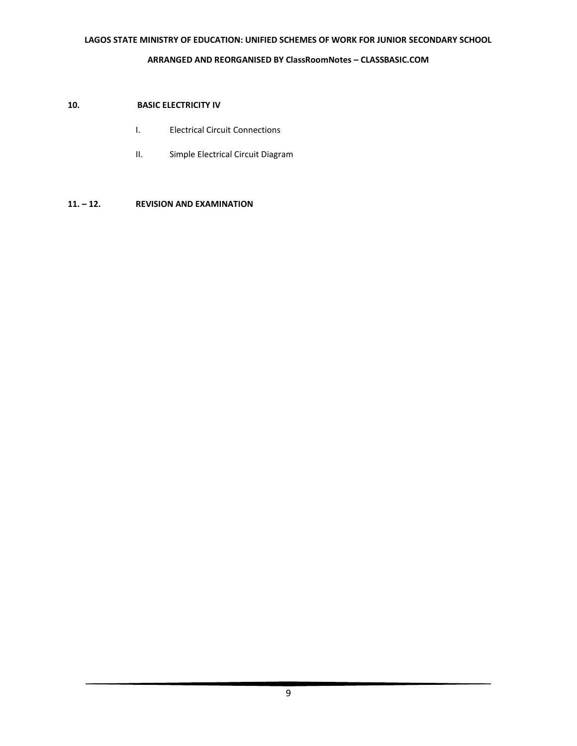**10. BASIC ELECTRICITY IV**

I. Electrical Circuit Connections

II. Simple Electrical Circuit Diagram

**11. – 12. REVISION AND EXAMINATION**